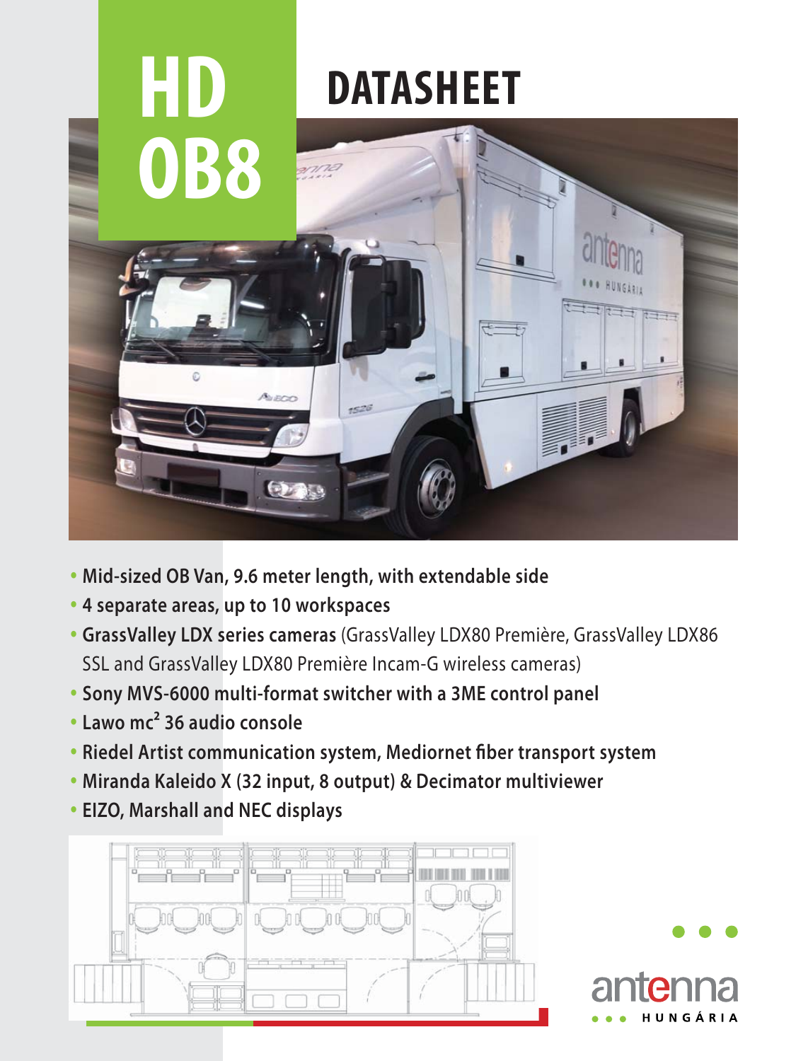# HD OB8

# DATASHEET

- **Mid-sized OB Van, 9.6 meter length, with extendable side**
- **4 separate areas, up to 10 workspaces**
- **GrassValley LDX series cameras** (GrassValley LDX80 Première, GrassValley LDX86 SSL and GrassValley LDX80 Première Incam-G wireless cameras)
- **Sony MVS-6000 multi-format switcher with a 3ME control panel**
- **Lawo mc² 36 audio console**
- **Riedel Artist communication system, Mediornet fiber transport system**
- **Miranda Kaleido X (32 input, 8 output) & Decimator multiviewer**
- **EIZO, Marshall and NEC displays**

antenna HUNGÁRIA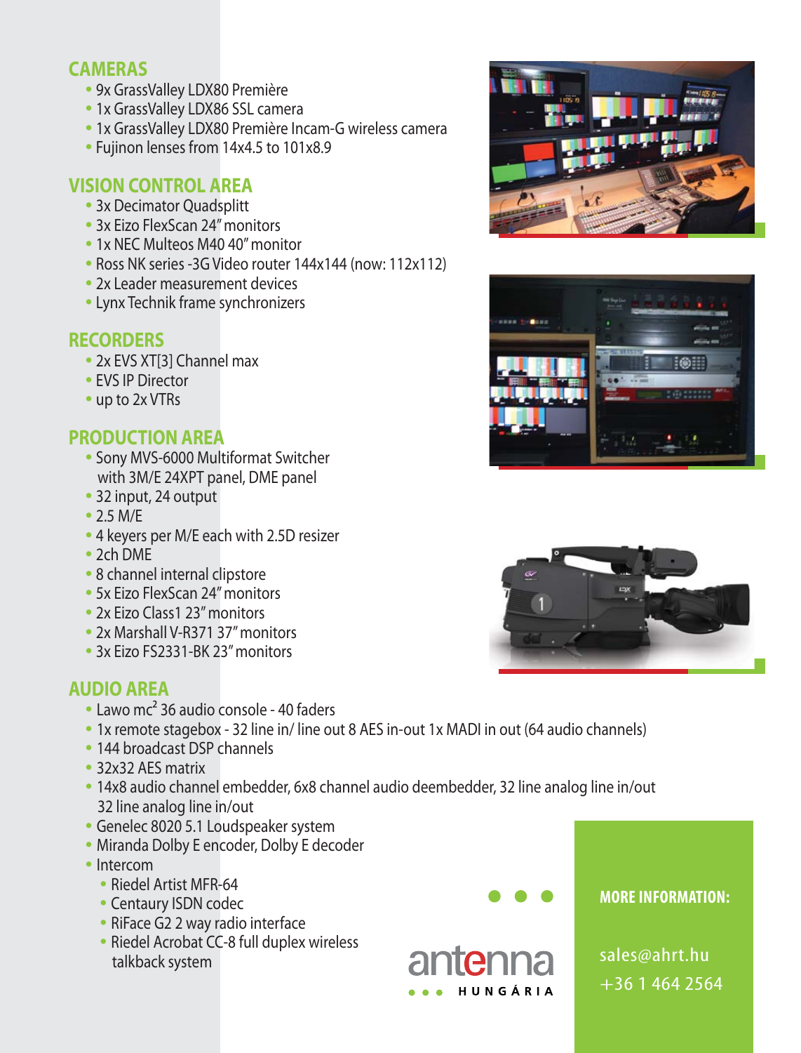## CAMERAS

- 9x GrassValley LDX80 Première
- 1x GrassValley LDX86 SSL camera
- 1x GrassValley LDX80 Première Incam-G wireless camera
- Fujinon lenses from 14x4.5 to 101x8.9

## VISION CONTROL AREA

- 3x Decimator Quadsplitt
- 3x Eizo FlexScan 24" monitors
- 1x NEC Multeos M40 40" monitor
- Ross NK series -3G Video router 144x144 (now: 112x112)
- 2x Leader measurement devices
- Lynx Technik frame synchronizers

## RECORDERS

- 2x EVS XT[3] Channel max
- EVS IP Director
- up to 2x VTRs

## PRODUCTION AREA

- Sony MVS-6000 Multiformat Switcher with 3M/E 24XPT panel, DME panel
- 32 input, 24 output
- 2.5 M/E
- 4 keyers per M/E each with 2.5D resizer
- 2ch DME
- 8 channel internal clipstore
- 5x Eizo FlexScan 24" monitors
- 2x Eizo Class1 23" monitors
- 2x Marshall V-R371 37" monitors
- 3x Eizo FS2331-BK 23" monitors

## AUDIO AREA

- Lawo mc² 36 audio console - 40 faders
- 1x remote stagebox - 32 line in/ line out 8 AES in-out 1x MADI in out (64 audio channels)
- 144 broadcast DSP channels
- 32x32 AES matrix
- 14x8 audio channel embedder, 6x8 channel audio deembedder, 32 line analog line in/out 32 line analog line in/out
- Genelec 8020 5.1 Loudspeaker system
- Miranda Dolby E encoder, Dolby E decoder
- Intercom
  - Riedel Artist MFR-64
  - Centaury ISDN codec
  - RiFace G2 2 way radio interface
  - Riedel Acrobat CC-8 full duplex wireless talkback system

antenna HUNGÁRIA

**MORE INFORMATION:**

sales@ahrt.hu
+36 1 464 2564